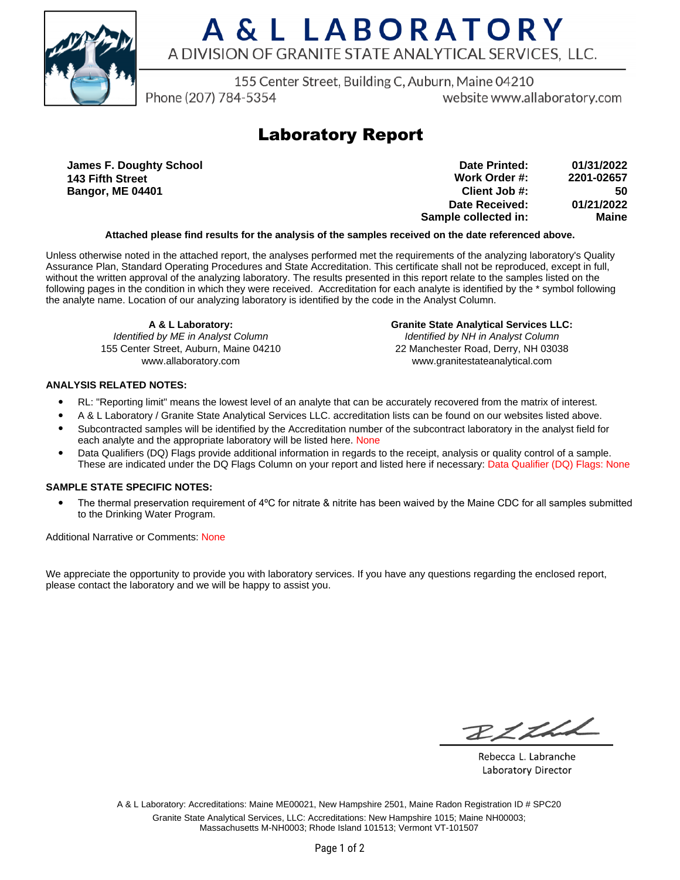# A & L LABORATORY

A DIVISION OF GRANITE STATE ANALYTICAL SERVICES, LLC.

155 Center Street, Building C, Auburn, Maine 04210

Phone (207) 784-5354 website www.allaboratory.com

## Laboratory Report

**James F. Doughty School**
**143 Fifth Street**
**Bangor, ME 04401**

| | |
|---|---|
| **Date Printed:** | **01/31/2022** |
| **Work Order #:** | **2201-02657** |
| **Client Job #:** | **50** |
| **Date Received:** | **01/21/2022** |
| **Sample collected in:** | **Maine** |

**Attached please find results for the analysis of the samples received on the date referenced above.**

Unless otherwise noted in the attached report, the analyses performed met the requirements of the analyzing laboratory's Quality Assurance Plan, Standard Operating Procedures and State Accreditation. This certificate shall not be reproduced, except in full, without the written approval of the analyzing laboratory. The results presented in this report relate to the samples listed on the following pages in the condition in which they were received. Accreditation for each analyte is identified by the * symbol following the analyte name. Location of our analyzing laboratory is identified by the code in the Analyst Column.

**A & L Laboratory:**
*Identified by ME in Analyst Column*
155 Center Street, Auburn, Maine 04210
www.allaboratory.com

**Granite State Analytical Services LLC:**
*Identified by NH in Analyst Column*
22 Manchester Road, Derry, NH 03038
www.granitestateanalytical.com

**ANALYSIS RELATED NOTES:**

- RL: "Reporting limit" means the lowest level of an analyte that can be accurately recovered from the matrix of interest.
- A & L Laboratory / Granite State Analytical Services LLC. accreditation lists can be found on our websites listed above.
- Subcontracted samples will be identified by the Accreditation number of the subcontract laboratory in the analyst field for each analyte and the appropriate laboratory will be listed here. None
- Data Qualifiers (DQ) Flags provide additional information in regards to the receipt, analysis or quality control of a sample. These are indicated under the DQ Flags Column on your report and listed here if necessary: Data Qualifier (DQ) Flags: None

**SAMPLE STATE SPECIFIC NOTES:**

- The thermal preservation requirement of 4ºC for nitrate & nitrite has been waived by the Maine CDC for all samples submitted to the Drinking Water Program.

Additional Narrative or Comments: None

We appreciate the opportunity to provide you with laboratory services. If you have any questions regarding the enclosed report, please contact the laboratory and we will be happy to assist you.

Rebecca L. Labranche
Laboratory Director

A & L Laboratory: Accreditations: Maine ME00021, New Hampshire 2501, Maine Radon Registration ID # SPC20
Granite State Analytical Services, LLC: Accreditations: New Hampshire 1015; Maine NH00003; Massachusetts M-NH0003; Rhode Island 101513; Vermont VT-101507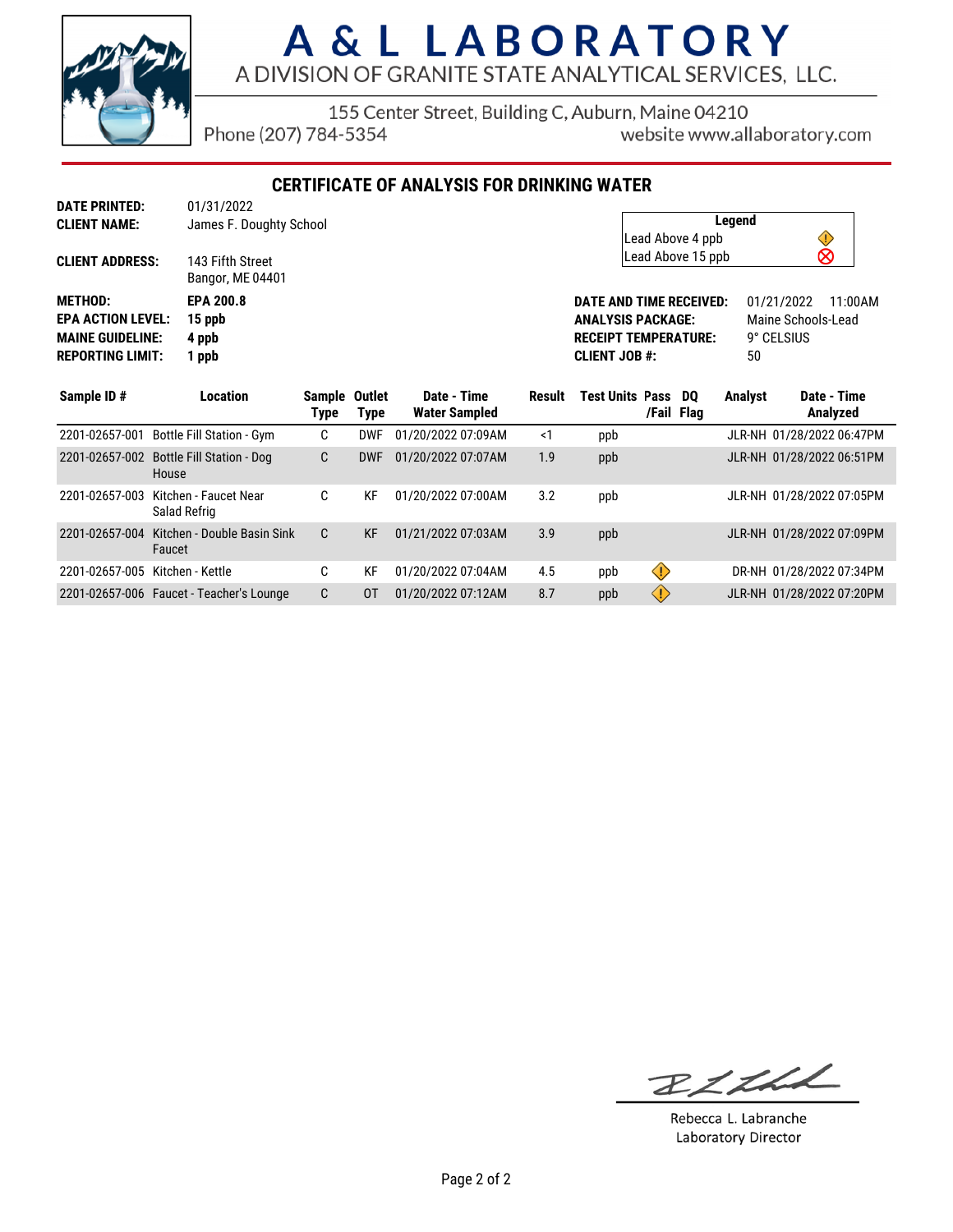# A & L LABORATORY

A DIVISION OF GRANITE STATE ANALYTICAL SERVICES, LLC.

155 Center Street, Building C, Auburn, Maine 04210

Phone (207) 784-5354

website www.allaboratory.com

## CERTIFICATE OF ANALYSIS FOR DRINKING WATER

**DATE PRINTED:** 01/31/2022

**CLIENT NAME:** James F. Doughty School

**CLIENT ADDRESS:** 143 Fifth Street
Bangor, ME 04401

**METHOD:** **EPA 200.8**

**EPA ACTION LEVEL:** **15 ppb**

**MAINE GUIDELINE:** **4 ppb**

**REPORTING LIMIT:** **1 ppb**

| Legend | |
|---|---|
| Lead Above 4 ppb | ⚠ |
| Lead Above 15 ppb | ⊗ |

**DATE AND TIME RECEIVED:** 01/21/2022 11:00AM

**ANALYSIS PACKAGE:** Maine Schools-Lead

**RECEIPT TEMPERATURE:** 9° CELSIUS

**CLIENT JOB #:** 50

| Sample ID # | Location | Sample Type | Outlet Type | Date - Time Water Sampled | Result | Test Units | Pass /Fail | DQ Flag | Analyst | Date - Time Analyzed |
|---|---|---|---|---|---|---|---|---|---|---|
| 2201-02657-001 | Bottle Fill Station - Gym | C | DWF | 01/20/2022 07:09AM | <1 | ppb | | | JLR-NH | 01/28/2022 06:47PM |
| 2201-02657-002 | Bottle Fill Station - Dog House | C | DWF | 01/20/2022 07:07AM | 1.9 | ppb | | | JLR-NH | 01/28/2022 06:51PM |
| 2201-02657-003 | Kitchen - Faucet Near Salad Refrig | C | KF | 01/20/2022 07:00AM | 3.2 | ppb | | | JLR-NH | 01/28/2022 07:05PM |
| 2201-02657-004 | Kitchen - Double Basin Sink Faucet | C | KF | 01/21/2022 07:03AM | 3.9 | ppb | | | JLR-NH | 01/28/2022 07:09PM |
| 2201-02657-005 | Kitchen - Kettle | C | KF | 01/20/2022 07:04AM | 4.5 | ppb | ⚠ | | DR-NH | 01/28/2022 07:34PM |
| 2201-02657-006 | Faucet - Teacher's Lounge | C | OT | 01/20/2022 07:12AM | 8.7 | ppb | ⚠ | | JLR-NH | 01/28/2022 07:20PM |

Rebecca L. Labranche
Laboratory Director